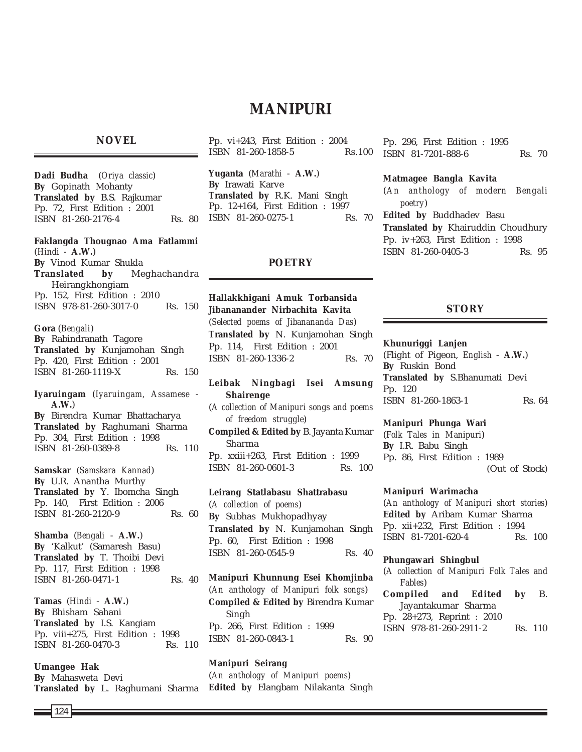// MANIPURI

## NOVEL

**Dadi Budha** (*Oriya classic*)
**By** Gopinath Mohanty
**Translated by** B.S. Rajkumar
Pp. 72, First Edition : 2001
ISBN 81-260-2176-4 Rs. 80

**Faklangda Thougnao Ama Fatlammi** (*Hindi* - **A.W.**)
**By** Vinod Kumar Shukla
**Translated by** Meghachandra Heirangkhongiam
Pp. 152, First Edition : 2010
ISBN 978-81-260-3017-0 Rs. 150

**Gora** (*Bengali*)
**By** Rabindranath Tagore
**Translated by** Kunjamohan Singh
Pp. 420, First Edition : 2001
ISBN 81-260-1119-X Rs. 150

**Iyaruingam** (*Iyaruingam, Assamese* - **A.W.**)
**By** Birendra Kumar Bhattacharya
**Translated by** Raghumani Sharma
Pp. 304, First Edition : 1998
ISBN 81-260-0389-8 Rs. 110

**Samskar** (*Samskara Kannad*)
**By** U.R. Anantha Murthy
**Translated by** Y. Ibomcha Singh
Pp. 140, First Edition : 2006
ISBN 81-260-2120-9 Rs. 60

**Shamba** (*Bengali* - **A.W.**)
**By** 'Kalkut' (Samaresh Basu)
**Translated by** T. Thoibi Devi
Pp. 117, First Edition : 1998
ISBN 81-260-0471-1 Rs. 40

**Tamas** (*Hindi* - **A.W.**)
**By** Bhisham Sahani
**Translated by** I.S. Kangiam
Pp. viii+275, First Edition : 1998
ISBN 81-260-0470-3 Rs. 110

**Umangee Hak**
**By** Mahasweta Devi
**Translated by** L. Raghumani Sharma
Pp. vi+243, First Edition : 2004
ISBN 81-260-1858-5 Rs.100

**Yuganta** (*Marathi* - **A.W.**)
**By** Irawati Karve
**Translated by** R.K. Mani Singh
Pp. 12+164, First Edition : 1997
ISBN 81-260-0275-1 Rs. 70

## POETRY

**Hallakkhigani Amuk Torbansida Jibananander Nirbachita Kavita**
(*Selected poems of Jibanananda Das*)
**Translated by** N. Kunjamohan Singh
Pp. 114, First Edition : 2001
ISBN 81-260-1336-2 Rs. 70

**Leibak Ningbagi Isei Amsung Shairenge**
(*A collection of Manipuri songs and poems of freedom struggle*)
**Compiled & Edited by** B. Jayanta Kumar Sharma
Pp. xxiii+263, First Edition : 1999
ISBN 81-260-0601-3 Rs. 100

**Leirang Statlabasu Shattrabasu**
(*A collection of poems*)
**By** Subhas Mukhopadhyay
**Translated by** N. Kunjamohan Singh
Pp. 60, First Edition : 1998
ISBN 81-260-0545-9 Rs. 40

**Manipuri Khunnung Esei Khomjinba**
(*An anthology of Manipuri folk songs*)
**Compiled & Edited by** Birendra Kumar Singh
Pp. 266, First Edition : 1999
ISBN 81-260-0843-1 Rs. 90

**Manipuri Seirang**
(*An anthology of Manipuri poems*)
**Edited by** Elangbam Nilakanta Singh
Pp. 296, First Edition : 1995
ISBN 81-7201-888-6 Rs. 70

**Matmagee Bangla Kavita**
(*An anthology of modern Bengali poetry*)
**Edited by** Buddhadev Basu
**Translated by** Khairuddin Choudhury
Pp. iv+263, First Edition : 1998
ISBN 81-260-0405-3 Rs. 95

## STORY

**Khunuriggi Lanjen**
(Flight of Pigeon, *English* - **A.W.**)
**By** Ruskin Bond
**Translated by** S.Bhanumati Devi
Pp. 120
ISBN 81-260-1863-1 Rs. 64

**Manipuri Phunga Wari**
(*Folk Tales in Manipuri*)
**By** I.R. Babu Singh
Pp. 86, First Edition : 1989
(Out of Stock)

**Manipuri Warimacha**
(*An anthology of Manipuri short stories*)
**Edited by** Aribam Kumar Sharma
Pp. xii+232, First Edition : 1994
ISBN 81-7201-620-4 Rs. 100

**Phungawari Shingbul**
(*A collection of Manipuri Folk Tales and Fables*)
**Compiled and Edited by** B. Jayantakumar Sharma
Pp. 28+273, Reprint : 2010
ISBN 978-81-260-2911-2 Rs. 110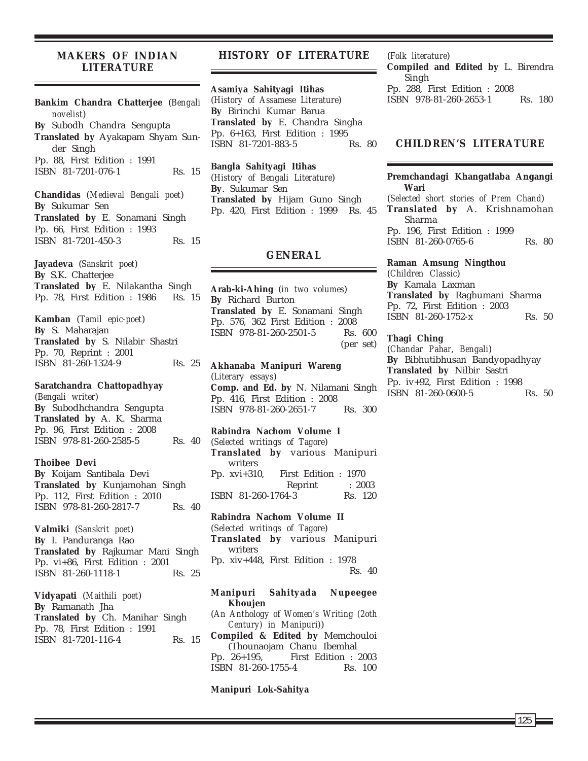## MAKERS OF INDIAN LITERATURE

**Bankim Chandra Chatterjee** (*Bengali novelist*)
**By** Subodh Chandra Sengupta
**Translated by** Ayakapam Shyam Sunder Singh
Pp. 88, First Edition : 1991
ISBN 81-7201-076-1 Rs. 15

**Chandidas** (*Medieval Bengali poet*)
**By** Sukumar Sen
**Translated by** E. Sonamani Singh
Pp. 66, First Edition : 1993
ISBN 81-7201-450-3 Rs. 15

**Jayadeva** (*Sanskrit poet*)
**By** S.K. Chatterjee
**Translated by** E. Nilakantha Singh
Pp. 78, First Edition : 1986 Rs. 15

**Kamban** (*Tamil epic-poet*)
**By** S. Maharajan
**Translated by** S. Nilabir Shastri
Pp. 70, Reprint : 2001
ISBN 81-260-1324-9 Rs. 25

**Saratchandra Chattopadhyay**
(*Bengali writer*)
**By** Subodhchandra Sengupta
**Translated by** A. K. Sharma
Pp. 96, First Edition : 2008
ISBN 978-81-260-2585-5 Rs. 40

**Thoibee Devi**
**By** Koijam Santibala Devi
**Translated by** Kunjamohan Singh
Pp. 112, First Edition : 2010
ISBN 978-81-260-2817-7 Rs. 40

**Valmiki** (*Sanskrit poet*)
**By** I. Panduranga Rao
**Translated by** Rajkumar Mani Singh
Pp. vi+86, First Edition : 2001
ISBN 81-260-1118-1 Rs. 25

**Vidyapati** (*Maithili poet*)
**By** Ramanath Jha
**Translated by** Ch. Manihar Singh
Pp. 78, First Edition : 1991
ISBN 81-7201-116-4 Rs. 15

## HISTORY OF LITERATURE

**Asamiya Sahityagi Itihas**
(*History of Assamese Literature*)
**By** Birinchi Kumar Barua
**Translated by** E. Chandra Singha
Pp. 6+163, First Edition : 1995
ISBN 81-7201-883-5 Rs. 80

**Bangla Sahityagi Itihas**
(*History of Bengali Literature*)
**By**. Sukumar Sen
**Translated by** Hijam Guno Singh
Pp. 420, First Edition : 1999 Rs. 45

## GENERAL

**Arab-ki-Ahing** (*in two volumes*)
**By** Richard Burton
**Translated by** E. Sonamani Singh
Pp. 576, 362 First Edition : 2008
ISBN 978-81-260-2501-5 Rs. 600 (per set)

**Akhanaba Manipuri Wareng**
(*Literary essays*)
**Comp. and Ed. by** N. Nilamani Singh
Pp. 416, First Edition : 2008
ISBN 978-81-260-2651-7 Rs. 300

**Rabindra Nachom Volume I**
(*Selected writings of Tagore*)
**Translated by** various Manipuri writers
Pp. xvi+310, First Edition : 1970
Reprint : 2003
ISBN 81-260-1764-3 Rs. 120

**Rabindra Nachom Volume II**
(*Selected writings of Tagore*)
**Translated by** various Manipuri writers
Pp. xiv+448, First Edition : 1978
Rs. 40

**Manipuri Sahityada Nupeegee Khoujen**
(*An Anthology of Women's Writing (2oth Century) in Manipuri*))
**Compiled & Edited by** Memchouloi (Thounaojam Chanu Ibemhal
Pp. 26+195, First Edition : 2003
ISBN 81-260-1755-4 Rs. 100

**Manipuri Lok-Sahitya**
(*Folk literature*)
**Compiled and Edited by** L. Birendra Singh
Pp. 288, First Edition : 2008
ISBN 978-81-260-2653-1 Rs. 180

## CHILDREN'S LITERATURE

**Premchandagi Khangatlaba Angangi Wari**
(*Selected short stories of Prem Chand*)
**Translated by** A. Krishnamohan Sharma
Pp. 196, First Edition : 1999
ISBN 81-260-0765-6 Rs. 80

**Raman Amsung Ningthou**
(*Children Classic*)
**By** Kamala Laxman
**Translated by** Raghumani Sharma
Pp. 72, First Edition : 2003
ISBN 81-260-1752-x Rs. 50

**Thagi Ching**
(*Chandar Pahar, Bengali*)
**By** Bibhutibhusan Bandyopadhyay
**Translated by** Nilbir Sastri
Pp. iv+92, First Edition : 1998
ISBN 81-260-0600-5 Rs. 50